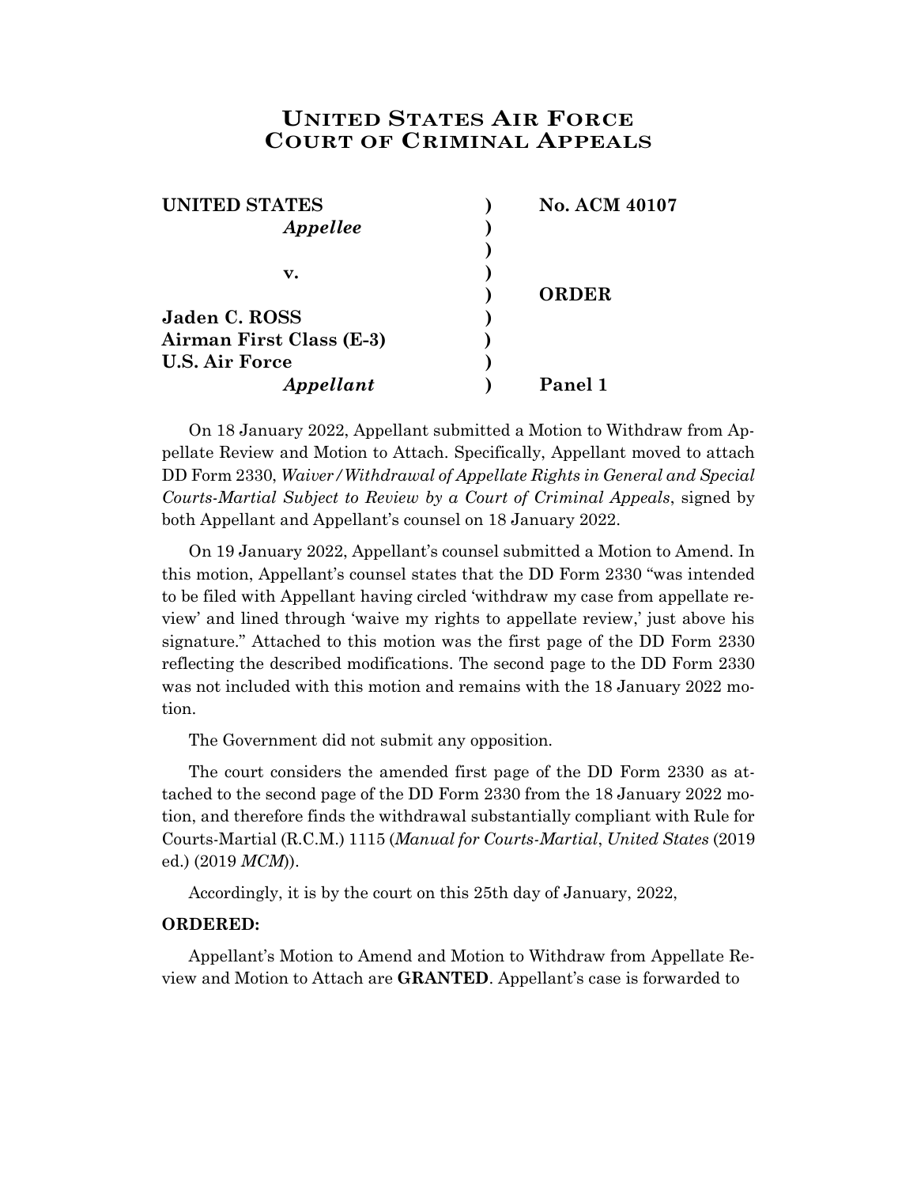# UNITED STATES AIR FORCE COURT OF CRIMINAL APPEALS

| | | |
|---|---|---|
| **UNITED STATES** | **)** | **No. ACM 40107** |
| ***Appellee*** | **)** | |
| | **)** | |
| **v.** | **)** | |
| | **)** | **ORDER** |
| **Jaden C. ROSS** | **)** | |
| **Airman First Class (E-3)** | **)** | |
| **U.S. Air Force** | **)** | |
| ***Appellant*** | **)** | **Panel 1** |

On 18 January 2022, Appellant submitted a Motion to Withdraw from Appellate Review and Motion to Attach. Specifically, Appellant moved to attach DD Form 2330, *Waiver/Withdrawal of Appellate Rights in General and Special Courts-Martial Subject to Review by a Court of Criminal Appeals*, signed by both Appellant and Appellant's counsel on 18 January 2022.

On 19 January 2022, Appellant's counsel submitted a Motion to Amend. In this motion, Appellant's counsel states that the DD Form 2330 "was intended to be filed with Appellant having circled 'withdraw my case from appellate review' and lined through 'waive my rights to appellate review,' just above his signature." Attached to this motion was the first page of the DD Form 2330 reflecting the described modifications. The second page to the DD Form 2330 was not included with this motion and remains with the 18 January 2022 motion.

The Government did not submit any opposition.

The court considers the amended first page of the DD Form 2330 as attached to the second page of the DD Form 2330 from the 18 January 2022 motion, and therefore finds the withdrawal substantially compliant with Rule for Courts-Martial (R.C.M.) 1115 (*Manual for Courts-Martial*, *United States* (2019 ed.) (2019 *MCM*)).

Accordingly, it is by the court on this 25th day of January, 2022,

**ORDERED:**

Appellant's Motion to Amend and Motion to Withdraw from Appellate Review and Motion to Attach are **GRANTED**. Appellant's case is forwarded to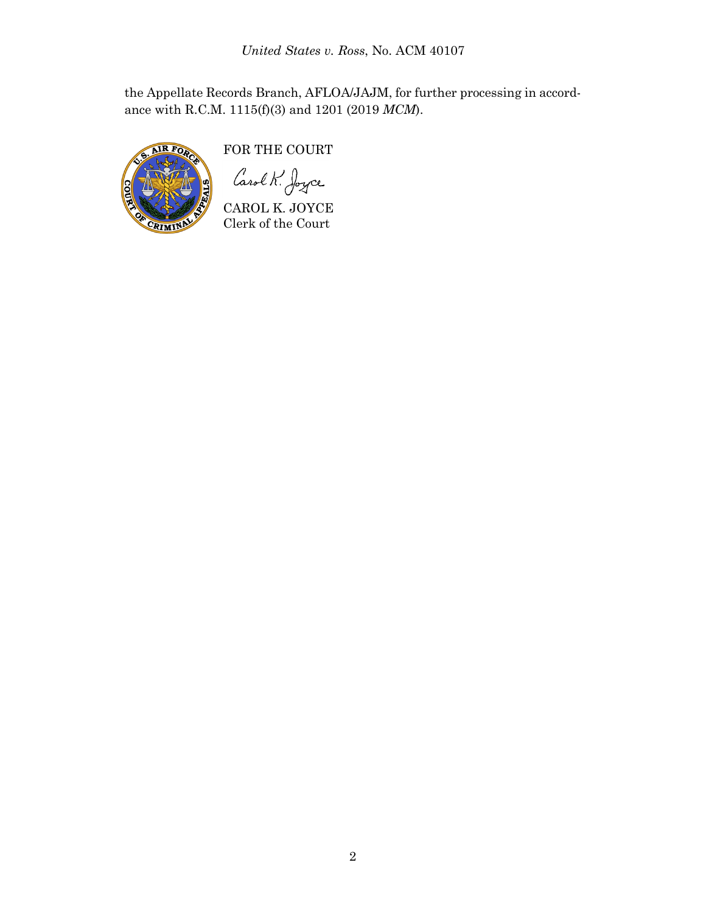the Appellate Records Branch, AFLOA/JAJM, for further processing in accordance with R.C.M. 1115(f)(3) and 1201 (2019 *MCM*).

FOR THE COURT

CAROL K. JOYCE
Clerk of the Court